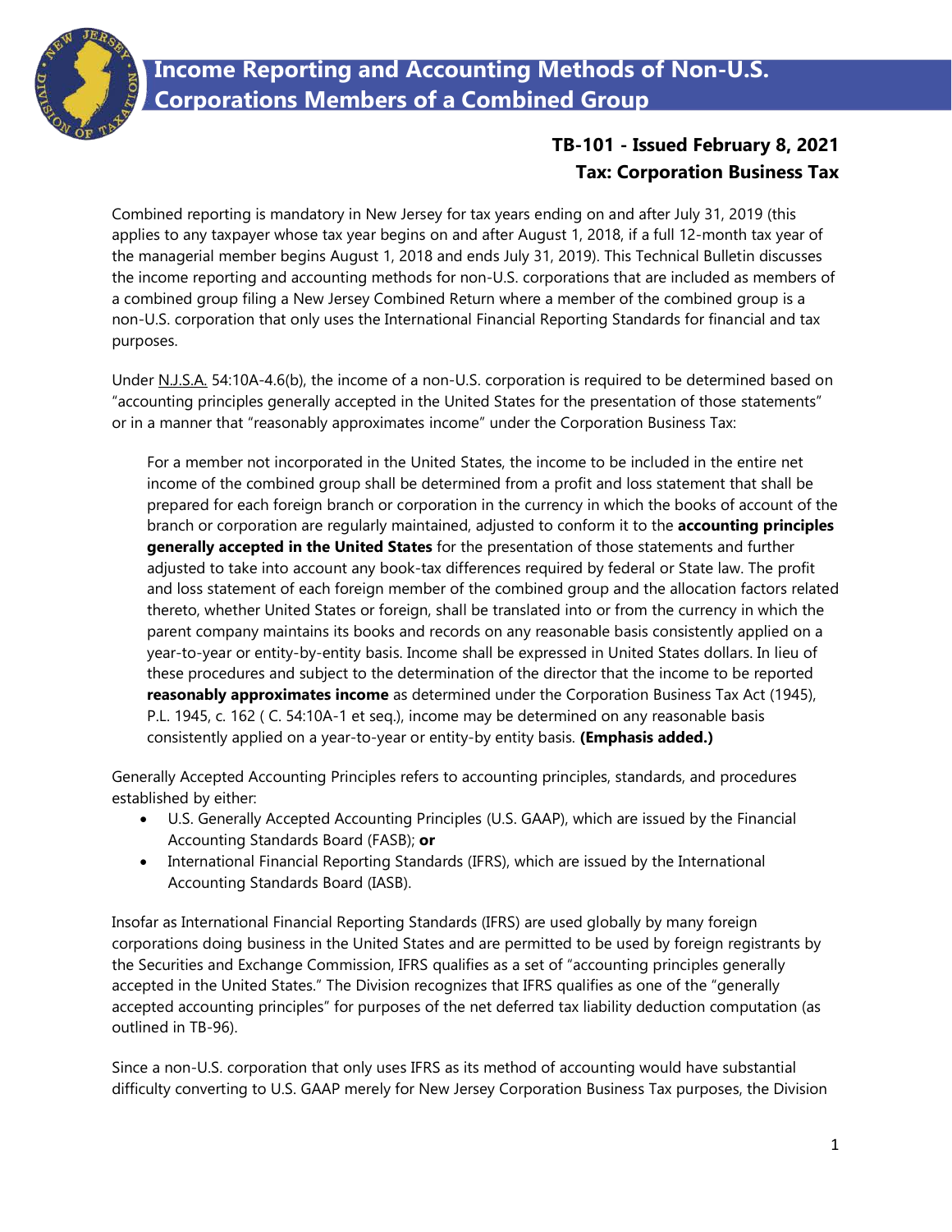# Income Reporting and Accounting Methods of Non-U.S. Corporations Members of a Combined Group

**TB-101 - Issued February 8, 2021**
**Tax: Corporation Business Tax**

Combined reporting is mandatory in New Jersey for tax years ending on and after July 31, 2019 (this applies to any taxpayer whose tax year begins on and after August 1, 2018, if a full 12-month tax year of the managerial member begins August 1, 2018 and ends July 31, 2019). This Technical Bulletin discusses the income reporting and accounting methods for non-U.S. corporations that are included as members of a combined group filing a New Jersey Combined Return where a member of the combined group is a non-U.S. corporation that only uses the International Financial Reporting Standards for financial and tax purposes.

Under N.J.S.A. 54:10A-4.6(b), the income of a non-U.S. corporation is required to be determined based on "accounting principles generally accepted in the United States for the presentation of those statements" or in a manner that "reasonably approximates income" under the Corporation Business Tax:

> For a member not incorporated in the United States, the income to be included in the entire net income of the combined group shall be determined from a profit and loss statement that shall be prepared for each foreign branch or corporation in the currency in which the books of account of the branch or corporation are regularly maintained, adjusted to conform it to the **accounting principles generally accepted in the United States** for the presentation of those statements and further adjusted to take into account any book-tax differences required by federal or State law. The profit and loss statement of each foreign member of the combined group and the allocation factors related thereto, whether United States or foreign, shall be translated into or from the currency in which the parent company maintains its books and records on any reasonable basis consistently applied on a year-to-year or entity-by-entity basis. Income shall be expressed in United States dollars. In lieu of these procedures and subject to the determination of the director that the income to be reported **reasonably approximates income** as determined under the Corporation Business Tax Act (1945), P.L. 1945, c. 162 ( C. 54:10A-1 et seq.), income may be determined on any reasonable basis consistently applied on a year-to-year or entity-by entity basis. **(Emphasis added.)**

Generally Accepted Accounting Principles refers to accounting principles, standards, and procedures established by either:

- U.S. Generally Accepted Accounting Principles (U.S. GAAP), which are issued by the Financial Accounting Standards Board (FASB); **or**
- International Financial Reporting Standards (IFRS), which are issued by the International Accounting Standards Board (IASB).

Insofar as International Financial Reporting Standards (IFRS) are used globally by many foreign corporations doing business in the United States and are permitted to be used by foreign registrants by the Securities and Exchange Commission, IFRS qualifies as a set of "accounting principles generally accepted in the United States." The Division recognizes that IFRS qualifies as one of the "generally accepted accounting principles" for purposes of the net deferred tax liability deduction computation (as outlined in TB-96).

Since a non-U.S. corporation that only uses IFRS as its method of accounting would have substantial difficulty converting to U.S. GAAP merely for New Jersey Corporation Business Tax purposes, the Division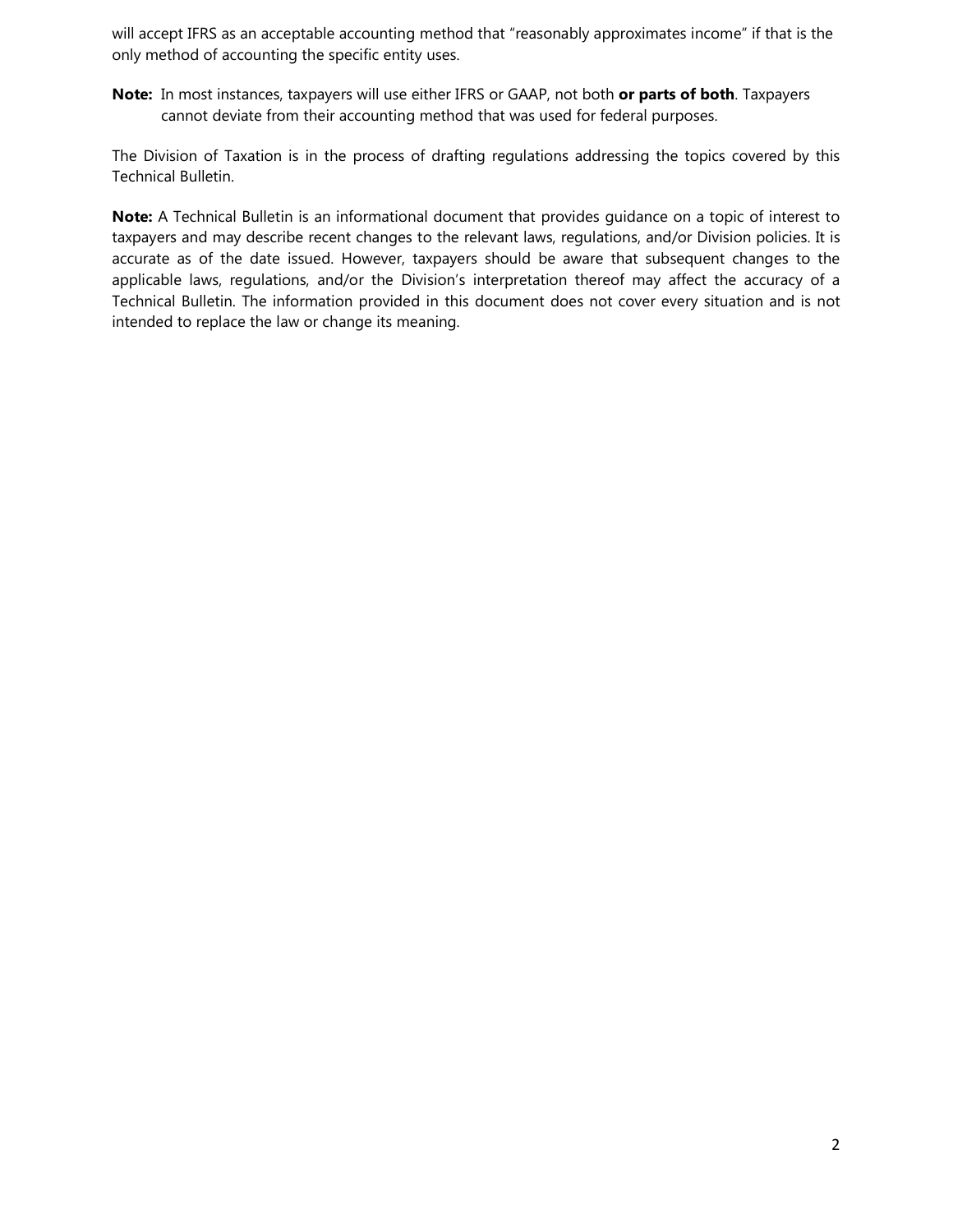will accept IFRS as an acceptable accounting method that "reasonably approximates income" if that is the only method of accounting the specific entity uses.

**Note:** In most instances, taxpayers will use either IFRS or GAAP, not both **or parts of both**. Taxpayers cannot deviate from their accounting method that was used for federal purposes.

The Division of Taxation is in the process of drafting regulations addressing the topics covered by this Technical Bulletin.

**Note:** A Technical Bulletin is an informational document that provides guidance on a topic of interest to taxpayers and may describe recent changes to the relevant laws, regulations, and/or Division policies. It is accurate as of the date issued. However, taxpayers should be aware that subsequent changes to the applicable laws, regulations, and/or the Division's interpretation thereof may affect the accuracy of a Technical Bulletin. The information provided in this document does not cover every situation and is not intended to replace the law or change its meaning.